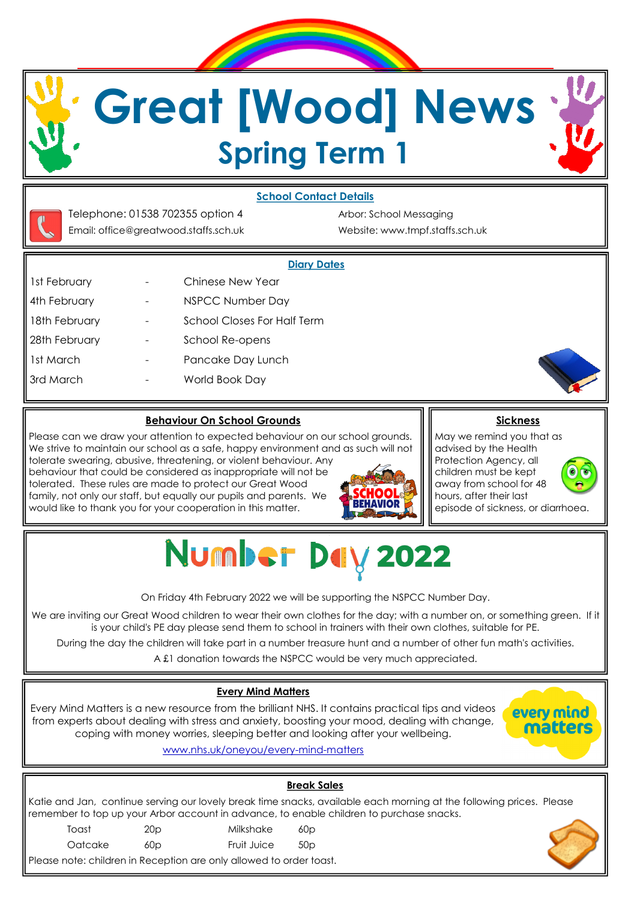# Great [Wood] News

## Spring Term 1

### School Contact Details

Telephone: 01538 702355 option 4

Email: office@greatwood.staffs.sch.uk

Arbor: School Messaging

Website: www.tmpf.staffs.sch.uk

### Diary Dates

| | | |
|---|---|---|
| 1st February | - | Chinese New Year |
| 4th February | - | NSPCC Number Day |
| 18th February | - | School Closes For Half Term |
| 28th February | - | School Re-opens |
| 1st March | - | Pancake Day Lunch |
| 3rd March | - | World Book Day |

### Behaviour On School Grounds

Please can we draw your attention to expected behaviour on our school grounds. We strive to maintain our school as a safe, happy environment and as such will not tolerate swearing, abusive, threatening, or violent behaviour. Any behaviour that could be considered as inappropriate will not be tolerated. These rules are made to protect our Great Wood family, not only our staff, but equally our pupils and parents. We would like to thank you for your cooperation in this matter.

### Sickness

May we remind you that as advised by the Health Protection Agency, all children must be kept away from school for 48 hours, after their last episode of sickness, or diarrhoea.

## Number Day 2022

On Friday 4th February 2022 we will be supporting the NSPCC Number Day.

We are inviting our Great Wood children to wear their own clothes for the day; with a number on, or something green. If it is your child's PE day please send them to school in trainers with their own clothes, suitable for PE.

During the day the children will take part in a number treasure hunt and a number of other fun math's activities.

A £1 donation towards the NSPCC would be very much appreciated.

### Every Mind Matters

Every Mind Matters is a new resource from the brilliant NHS. It contains practical tips and videos from experts about dealing with stress and anxiety, boosting your mood, dealing with change, coping with money worries, sleeping better and looking after your wellbeing.

www.nhs.uk/oneyou/every-mind-matters

### Break Sales

Katie and Jan, continue serving our lovely break time snacks, available each morning at the following prices. Please remember to top up your Arbor account in advance, to enable children to purchase snacks.

| | | | |
|---|---|---|---|
| Toast | 20p | Milkshake | 60p |
| Oatcake | 60p | Fruit Juice | 50p |

Please note: children in Reception are only allowed to order toast.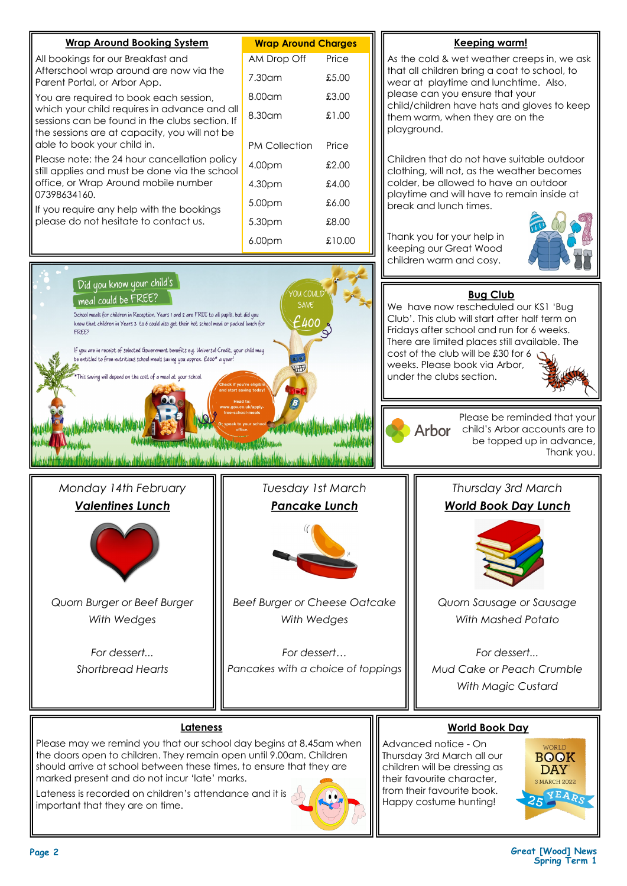## Wrap Around Booking System

All bookings for our Breakfast and Afterschool wrap around are now via the Parent Portal, or Arbor App.

You are required to book each session, which your child requires in advance and all sessions can be found in the clubs section. If the sessions are at capacity, you will not be able to book your child in.

Please note: the 24 hour cancellation policy still applies and must be done via the school office, or Wrap Around mobile number 07398634160.

If you require any help with the bookings please do not hesitate to contact us.

## Wrap Around Charges

| AM Drop Off | Price |
|---|---|
| 7.30am | £5.00 |
| 8.00am | £3.00 |
| 8.30am | £1.00 |
| **PM Collection** | **Price** |
| 4.00pm | £2.00 |
| 4.30pm | £4.00 |
| 5.00pm | £6.00 |
| 5.30pm | £8.00 |
| 6.00pm | £10.00 |

## Keeping warm!

As the cold & wet weather creeps in, we ask that all children bring a coat to school, to wear at playtime and lunchtime. Also, please can you ensure that your child/children have hats and gloves to keep them warm, when they are on the playground.

Children that do not have suitable outdoor clothing, will not, as the weather becomes colder, be allowed to have an outdoor playtime and will have to remain inside at break and lunch times.

Thank you for your help in keeping our Great Wood children warm and cosy.

## Did you know your child's meal could be FREE?

School meals for children in Reception, Years 1 and 2 are FREE to all pupils, but did you know that children in Years 3 to 6 could also get their hot school meal or packed lunch for FREE?

If you are in receipt of selected Government benefits e.g. Universal Credit, your child may be entitled to free nutritious school meals saving you approx. £400* a year!

*This saving will depend on the cost of a meal at your school.

YOU COULD SAVE £400

Check if you're eligible and start saving today! Head to: www.gov.co.uk/apply-free-school-meals Or speak to your school office.

## Bug Club

We have now rescheduled our KS1 'Bug Club'. This club will start after half term on Fridays after school and run for 6 weeks. There are limited places still available. The cost of the club will be £30 for 6 weeks. Please book via Arbor, under the clubs section.

Arbor

Please be reminded that your child's Arbor accounts are to be topped up in advance, Thank you.

*Monday 14th February*

***Valentines Lunch***

*Quorn Burger or Beef Burger*
*With Wedges*

*For dessert...*
*Shortbread Hearts*

*Tuesday 1st March*

***Pancake Lunch***

*Beef Burger or Cheese Oatcake*
*With Wedges*

*For dessert…*
*Pancakes with a choice of toppings*

*Thursday 3rd March*

***World Book Day Lunch***

*Quorn Sausage or Sausage*
*With Mashed Potato*

*For dessert...*
*Mud Cake or Peach Crumble*
*With Magic Custard*

## Lateness

Please may we remind you that our school day begins at 8.45am when the doors open to children. They remain open until 9.00am. Children should arrive at school between these times, to ensure that they are marked present and do not incur 'late' marks.

Lateness is recorded on children's attendance and it is important that they are on time.

## World Book Day

Advanced notice - On Thursday 3rd March all our children will be dressing as their favourite character, from their favourite book. Happy costume hunting!

WORLD BOOK DAY 3 MARCH 2022 25 YEARS